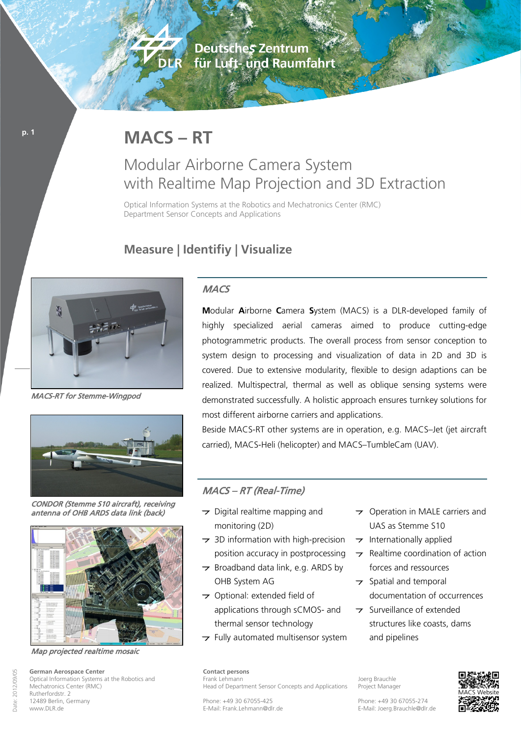Deutsches Zentrum für Luft- und Raumfahrt

# MACS – RT

## Modular Airborne Camera System with Realtime Map Projection and 3D Extraction

Optical Information Systems at the Robotics and Mechatronics Center (RMC)
Department Sensor Concepts and Applications

## Measure | Identifiy | Visualize

*MACS-RT for Stemme-Wingpod*

*CONDOR (Stemme S10 aircraft), receiving antenna of OHB ARDS data link (back)*

*Map projected realtime mosaic*

### *MACS*

**M**odular **A**irborne **C**amera **S**ystem (MACS) is a DLR-developed family of highly specialized aerial cameras aimed to produce cutting-edge photogrammetric products. The overall process from sensor conception to system design to processing and visualization of data in 2D and 3D is covered. Due to extensive modularity, flexible to design adaptions can be realized. Multispectral, thermal as well as oblique sensing systems were demonstrated successfully. A holistic approach ensures turnkey solutions for most different airborne carriers and applications.

Beside MACS-RT other systems are in operation, e.g. MACS–Jet (jet aircraft carried), MACS-Heli (helicopter) and MACS–TumbleCam (UAV).

### *MACS – RT (Real-Time)*

- Digital realtime mapping and monitoring (2D)
- 3D information with high-precision position accuracy in postprocessing
- Broadband data link, e.g. ARDS by OHB System AG
- Optional: extended field of applications through sCMOS- and thermal sensor technology
- Fully automated multisensor system
- Operation in MALE carriers and UAS as Stemme S10
- Internationally applied
- Realtime coordination of action forces and ressources
- Spatial and temporal documentation of occurrences
- Surveillance of extended structures like coasts, dams and pipelines

**German Aerospace Center**
Optical Information Systems at the Robotics and Mechatronics Center (RMC)
Rutherfordstr. 2
12489 Berlin, Germany
www.DLR.de

**Contact persons**

Frank Lehmann
Head of Department Sensor Concepts and Applications

Phone: +49 30 67055-425
E-Mail: Frank.Lehmann@dlr.de

Joerg Brauchle
Project Manager

Phone: +49 30 67055-274
E-Mail: Joerg.Brauchle@dlr.de

MACS Website

Date: 2012/09/05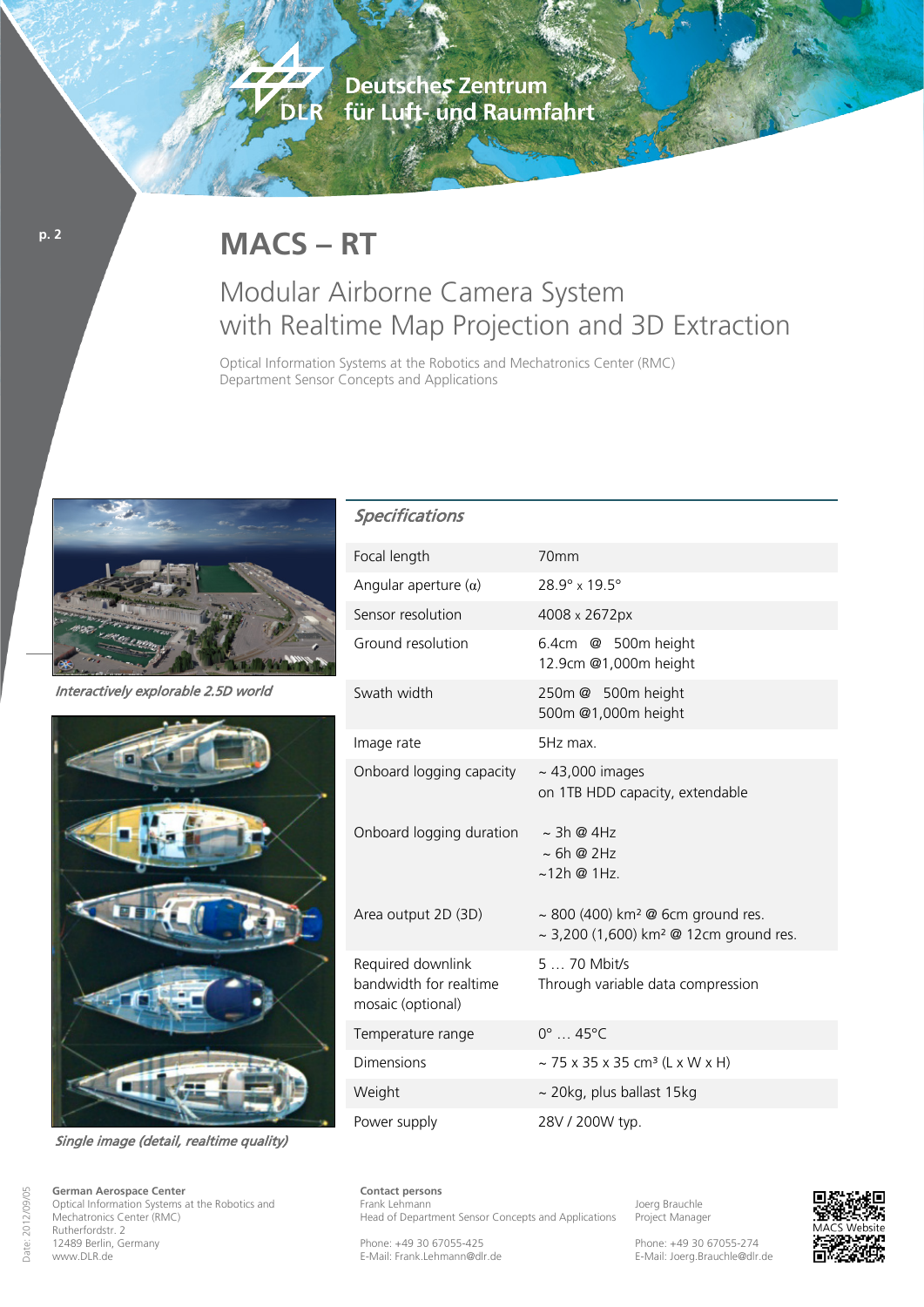# MACS – RT

## Modular Airborne Camera System with Realtime Map Projection and 3D Extraction

Optical Information Systems at the Robotics and Mechatronics Center (RMC)
Department Sensor Concepts and Applications

*Interactively explorable 2.5D world*

*Single image (detail, realtime quality)*

### *Specifications*

| | |
|---|---|
| Focal length | 70mm |
| Angular aperture (α) | 28.9° x 19.5° |
| Sensor resolution | 4008 x 2672px |
| Ground resolution | 6.4cm @ 500m height<br>12.9cm @1,000m height |
| Swath width | 250m @ 500m height<br>500m @1,000m height |
| Image rate | 5Hz max. |
| Onboard logging capacity | ~ 43,000 images<br>on 1TB HDD capacity, extendable |
| Onboard logging duration | ~ 3h @ 4Hz<br>~ 6h @ 2Hz<br>~12h @ 1Hz. |
| Area output 2D (3D) | ~ 800 (400) km² @ 6cm ground res.<br>~ 3,200 (1,600) km² @ 12cm ground res. |
| Required downlink bandwidth for realtime mosaic (optional) | 5 … 70 Mbit/s<br>Through variable data compression |
| Temperature range | 0° … 45°C |
| Dimensions | ~ 75 x 35 x 35 cm³ (L x W x H) |
| Weight | ~ 20kg, plus ballast 15kg |
| Power supply | 28V / 200W typ. |

**German Aerospace Center**
Optical Information Systems at the Robotics and Mechatronics Center (RMC)
Rutherfordstr. 2
12489 Berlin, Germany
www.DLR.de

**Contact persons**

Frank Lehmann
Head of Department Sensor Concepts and Applications

Phone: +49 30 67055-425
E-Mail: Frank.Lehmann@dlr.de

Joerg Brauchle
Project Manager

Phone: +49 30 67055-274
E-Mail: Joerg.Brauchle@dlr.de

MACS Website

Date: 2012/09/05